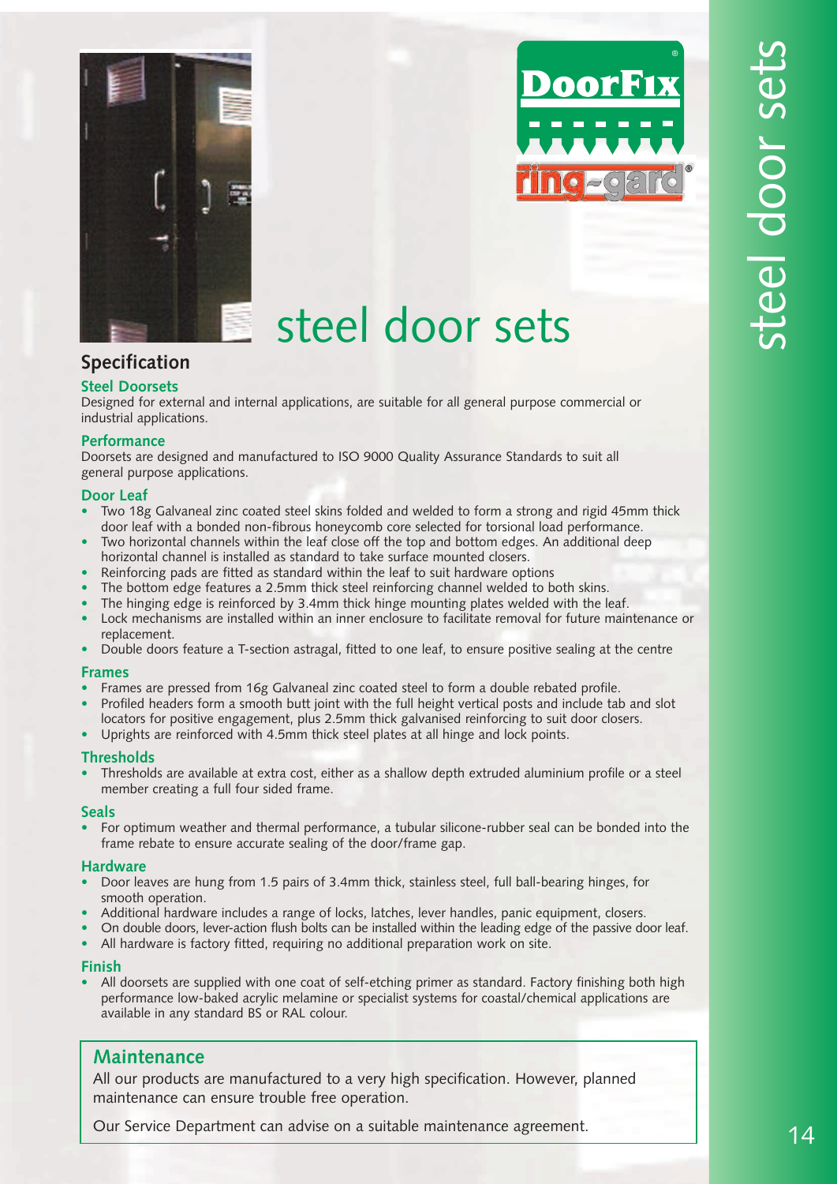# steel door sets

## Specification

### Steel Doorsets

Designed for external and internal applications, are suitable for all general purpose commercial or industrial applications.

### Performance

Doorsets are designed and manufactured to ISO 9000 Quality Assurance Standards to suit all general purpose applications.

### Door Leaf

- Two 18g Galvaneal zinc coated steel skins folded and welded to form a strong and rigid 45mm thick door leaf with a bonded non-fibrous honeycomb core selected for torsional load performance.
- Two horizontal channels within the leaf close off the top and bottom edges. An additional deep horizontal channel is installed as standard to take surface mounted closers.
- Reinforcing pads are fitted as standard within the leaf to suit hardware options
- The bottom edge features a 2.5mm thick steel reinforcing channel welded to both skins.
- The hinging edge is reinforced by 3.4mm thick hinge mounting plates welded with the leaf.
- Lock mechanisms are installed within an inner enclosure to facilitate removal for future maintenance or replacement.
- Double doors feature a T-section astragal, fitted to one leaf, to ensure positive sealing at the centre

### Frames

- Frames are pressed from 16g Galvaneal zinc coated steel to form a double rebated profile.
- Profiled headers form a smooth butt joint with the full height vertical posts and include tab and slot locators for positive engagement, plus 2.5mm thick galvanised reinforcing to suit door closers.
- Uprights are reinforced with 4.5mm thick steel plates at all hinge and lock points.

### Thresholds

- Thresholds are available at extra cost, either as a shallow depth extruded aluminium profile or a steel member creating a full four sided frame.

### Seals

- For optimum weather and thermal performance, a tubular silicone-rubber seal can be bonded into the frame rebate to ensure accurate sealing of the door/frame gap.

### Hardware

- Door leaves are hung from 1.5 pairs of 3.4mm thick, stainless steel, full ball-bearing hinges, for smooth operation.
- Additional hardware includes a range of locks, latches, lever handles, panic equipment, closers.
- On double doors, lever-action flush bolts can be installed within the leading edge of the passive door leaf.
- All hardware is factory fitted, requiring no additional preparation work on site.

### Finish

- All doorsets are supplied with one coat of self-etching primer as standard. Factory finishing both high performance low-baked acrylic melamine or specialist systems for coastal/chemical applications are available in any standard BS or RAL colour.

## Maintenance

All our products are manufactured to a very high specification. However, planned maintenance can ensure trouble free operation.

Our Service Department can advise on a suitable maintenance agreement.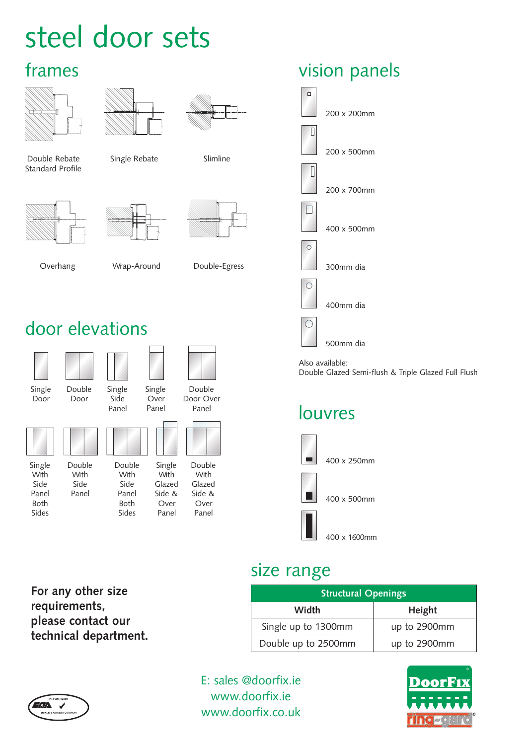# steel door sets

## frames

Double Rebate Standard Profile

Single Rebate

Slimline

Overhang

Wrap-Around

Double-Egress

## door elevations

Single Door

Double Door

Single Side Panel

Single Over Panel

Double Door Over Panel

Single With Side Panel Both Sides

Double With Side Panel

Double With Side Panel Both Sides

Single With Glazed Side & Over Panel

Double With Glazed Side & Over Panel

## vision panels

200 x 200mm

200 x 500mm

200 x 700mm

400 x 500mm

300mm dia

400mm dia

500mm dia

Also available:
Double Glazed Semi-flush & Triple Glazed Full Flush

## louvres

400 x 250mm

400 x 500mm

400 x 1600mm

## size range

**For any other size requirements, please contact our technical department.**

| Structural Openings | |
|---|---|
| **Width** | **Height** |
| Single up to 1300mm | up to 2900mm |
| Double up to 2500mm | up to 2900mm |

E: sales @doorfix.ie
www.doorfix.ie
www.doorfix.co.uk

ISO 9001:2008
EQA QUALITY ASSURED COMPANY

DoorFix
ring-gard®